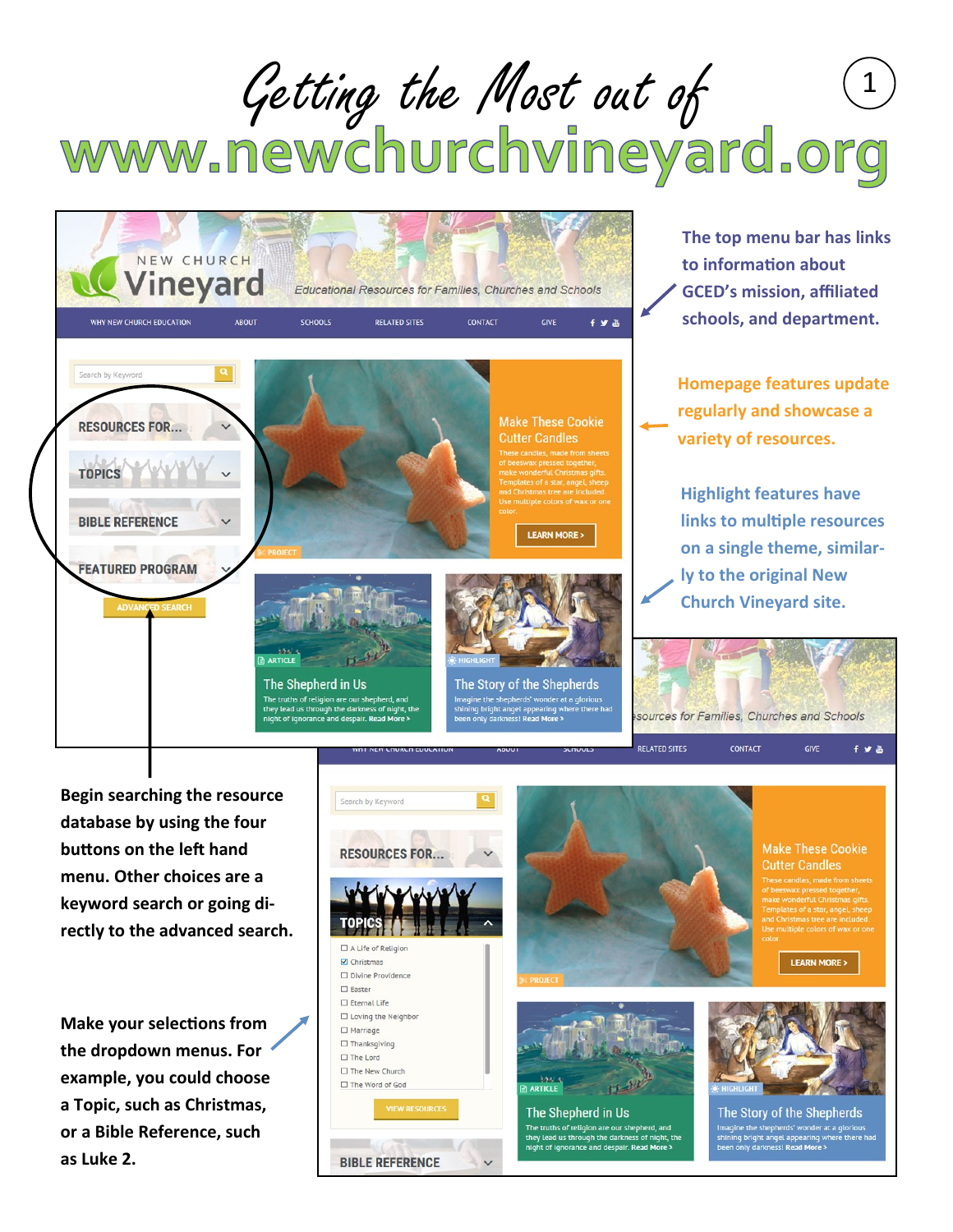# Getting the Most out of www.newchurchvineyard.org

The top menu bar has links to information about GCED's mission, affiliated schools, and department.

Homepage features update regularly and showcase a variety of resources.

Highlight features have links to multiple resources on a single theme, similarly to the original New Church Vineyard site.

Begin searching the resource database by using the four buttons on the left hand menu. Other choices are a keyword search or going directly to the advanced search.

Make your selections from the dropdown menus. For example, you could choose a Topic, such as Christmas, or a Bible Reference, such as Luke 2.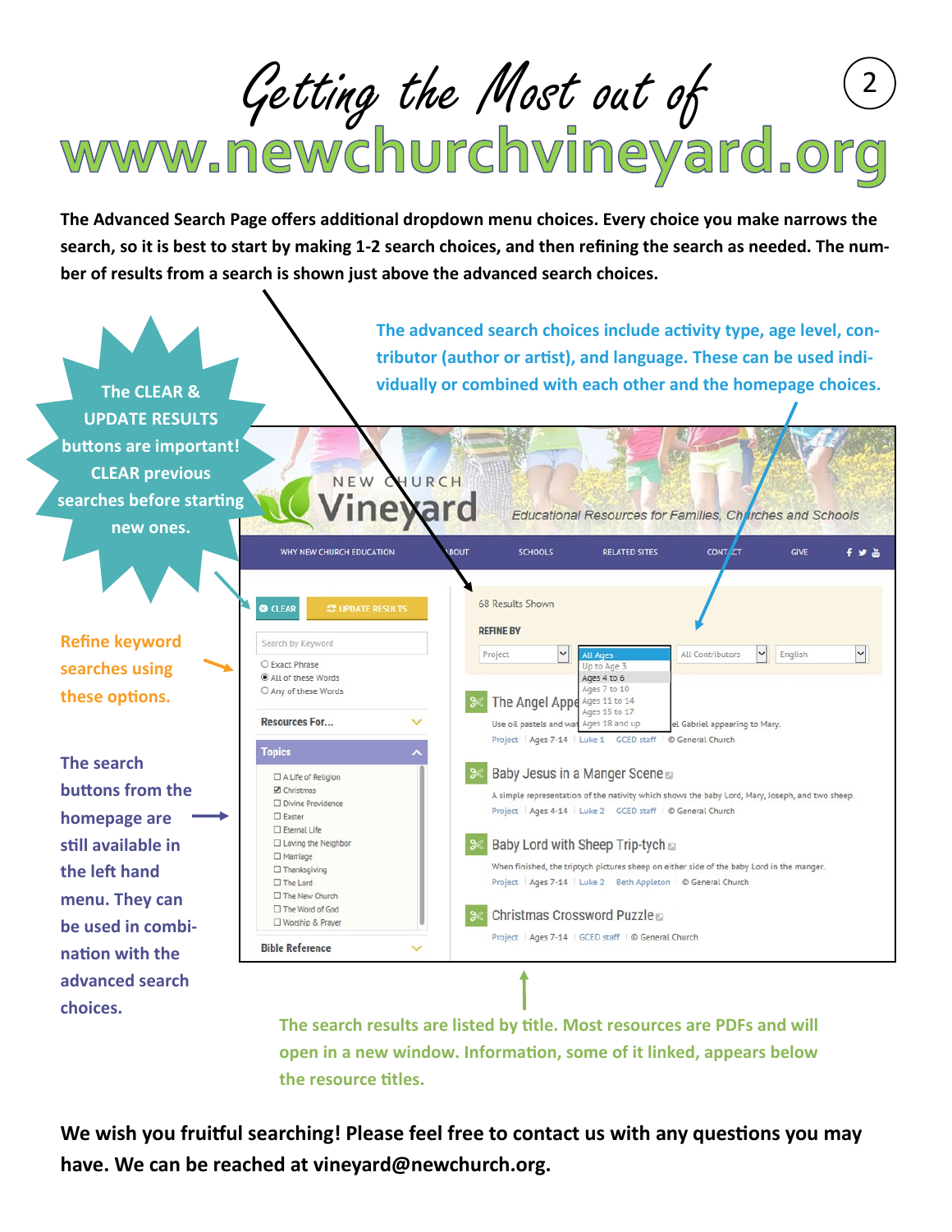# Getting the Most out of www.newchurchvineyard.org

**The Advanced Search Page offers additional dropdown menu choices. Every choice you make narrows the search, so it is best to start by making 1-2 search choices, and then refining the search as needed. The number of results from a search is shown just above the advanced search choices.**

**The advanced search choices include activity type, age level, contributor (author or artist), and language. These can be used individually or combined with each other and the homepage choices.**

**The CLEAR & UPDATE RESULTS buttons are important! CLEAR previous searches before starting new ones.**

**Refine keyword searches using these options.**

**The search buttons from the homepage are still available in the left hand menu. They can be used in combination with the advanced search choices.**

NEW CHURCH Vineyard

Educational Resources for Families, Churches and Schools

WHY NEW CHURCH EDUCATION | ABOUT | SCHOOLS | RELATED SITES | CONTACT | GIVE

CLEAR | UPDATE RESULTS

Search by Keyword

- Exact Phrase
- All of these Words
- Any of these Words

Resources For...

Topics

- A Life of Religion
- Christmas
- Divine Providence
- Easter
- Eternal Life
- Loving the Neighbor
- Marriage
- Thanksgiving
- The Lord
- The New Church
- The Word of God
- Worship & Prayer

Bible Reference

68 Results Shown

REFINE BY

Project | All Ages | All Contributors | English

All Ages / Up to Age 3 / Ages 4 to 6 / Ages 7 to 10 / Ages 11 to 14 / Ages 15 to 17 / Ages 18 and up

The Angel Appe...

Use oil pastels and wat... el Gabriel appearing to Mary.

Project | Ages 7-14 | Luke 1 | GCED staff | © General Church

Baby Jesus in a Manger Scene

A simple representation of the nativity which shows the baby Lord, Mary, Joseph, and two sheep.

Project | Ages 4-14 | Luke 2 | GCED staff | © General Church

Baby Lord with Sheep Trip-tych

When finished, the triptych pictures sheep on either side of the baby Lord in the manger.

Project | Ages 7-14 | Luke 2 | Beth Appleton | © General Church

Christmas Crossword Puzzle

Project | Ages 7-14 | GCED staff | © General Church

**The search results are listed by title. Most resources are PDFs and will open in a new window. Information, some of it linked, appears below the resource titles.**

**We wish you fruitful searching! Please feel free to contact us with any questions you may have. We can be reached at vineyard@newchurch.org.**